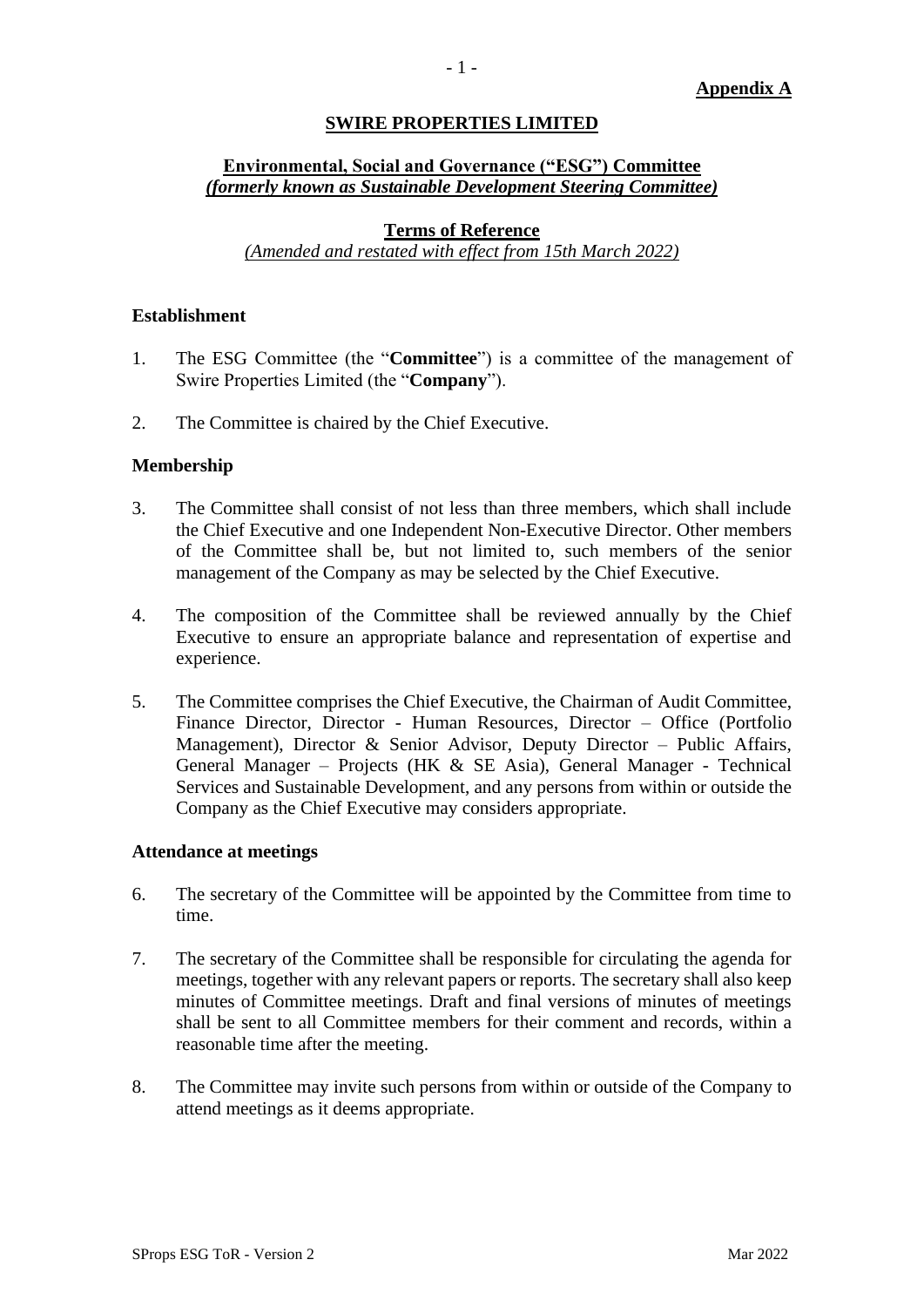**Appendix A**

# SWIRE PROPERTIES LIMITED

## Environmental, Social and Governance ("ESG") Committee
***(formerly known as Sustainable Development Steering Committee)***

## Terms of Reference
*(Amended and restated with effect from 15th March 2022)*

### Establishment

1. The ESG Committee (the "**Committee**") is a committee of the management of Swire Properties Limited (the "**Company**").

2. The Committee is chaired by the Chief Executive.

### Membership

3. The Committee shall consist of not less than three members, which shall include the Chief Executive and one Independent Non-Executive Director. Other members of the Committee shall be, but not limited to, such members of the senior management of the Company as may be selected by the Chief Executive.

4. The composition of the Committee shall be reviewed annually by the Chief Executive to ensure an appropriate balance and representation of expertise and experience.

5. The Committee comprises the Chief Executive, the Chairman of Audit Committee, Finance Director, Director - Human Resources, Director – Office (Portfolio Management), Director & Senior Advisor, Deputy Director – Public Affairs, General Manager – Projects (HK & SE Asia), General Manager - Technical Services and Sustainable Development, and any persons from within or outside the Company as the Chief Executive may considers appropriate.

### Attendance at meetings

6. The secretary of the Committee will be appointed by the Committee from time to time.

7. The secretary of the Committee shall be responsible for circulating the agenda for meetings, together with any relevant papers or reports. The secretary shall also keep minutes of Committee meetings. Draft and final versions of minutes of meetings shall be sent to all Committee members for their comment and records, within a reasonable time after the meeting.

8. The Committee may invite such persons from within or outside of the Company to attend meetings as it deems appropriate.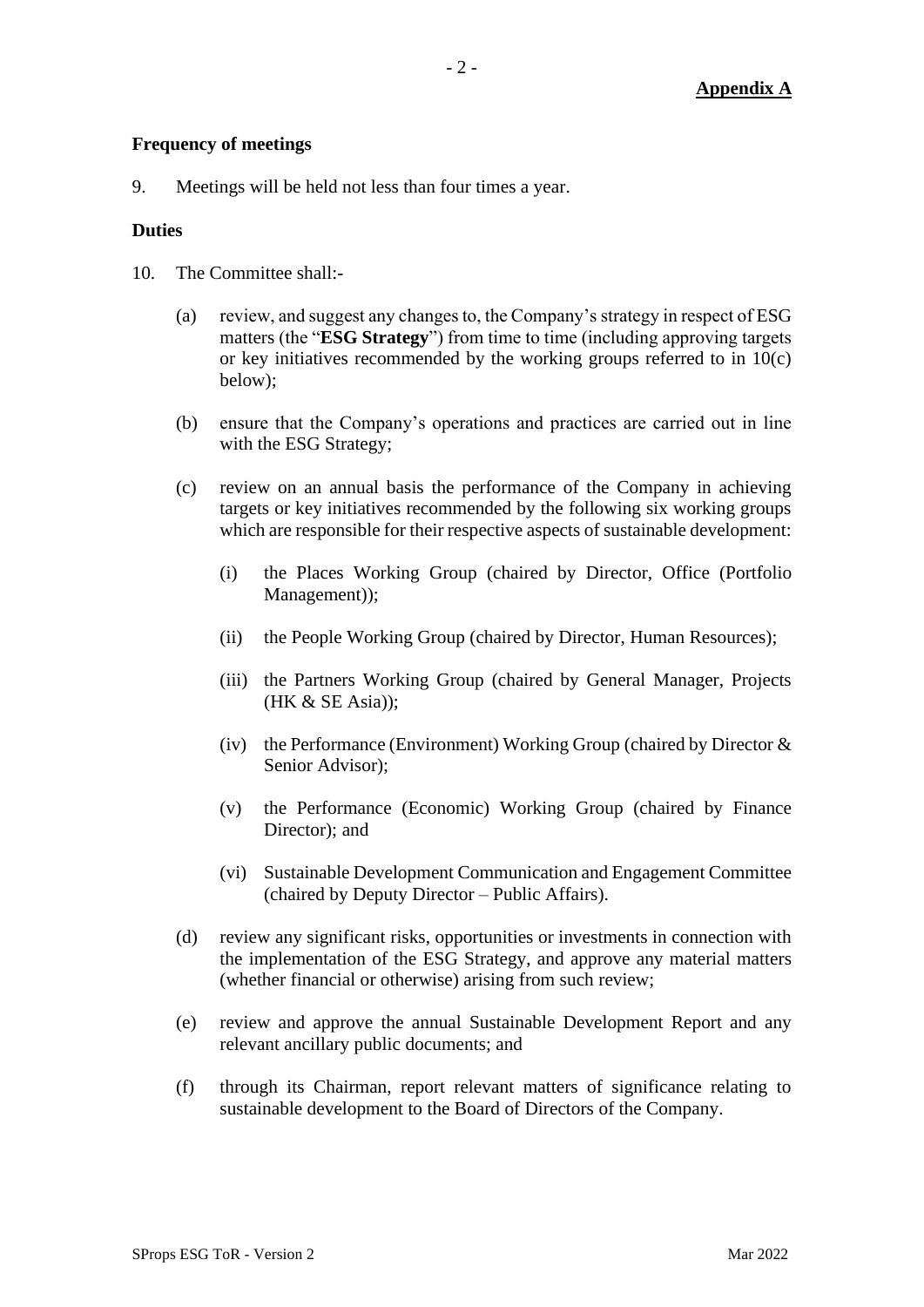**Appendix A**

**Frequency of meetings**

9. Meetings will be held not less than four times a year.

**Duties**

10. The Committee shall:-

    (a) review, and suggest any changes to, the Company's strategy in respect of ESG matters (the "**ESG Strategy**") from time to time (including approving targets or key initiatives recommended by the working groups referred to in 10(c) below);

    (b) ensure that the Company's operations and practices are carried out in line with the ESG Strategy;

    (c) review on an annual basis the performance of the Company in achieving targets or key initiatives recommended by the following six working groups which are responsible for their respective aspects of sustainable development:

        (i) the Places Working Group (chaired by Director, Office (Portfolio Management));

        (ii) the People Working Group (chaired by Director, Human Resources);

        (iii) the Partners Working Group (chaired by General Manager, Projects (HK & SE Asia));

        (iv) the Performance (Environment) Working Group (chaired by Director & Senior Advisor);

        (v) the Performance (Economic) Working Group (chaired by Finance Director); and

        (vi) Sustainable Development Communication and Engagement Committee (chaired by Deputy Director – Public Affairs).

    (d) review any significant risks, opportunities or investments in connection with the implementation of the ESG Strategy, and approve any material matters (whether financial or otherwise) arising from such review;

    (e) review and approve the annual Sustainable Development Report and any relevant ancillary public documents; and

    (f) through its Chairman, report relevant matters of significance relating to sustainable development to the Board of Directors of the Company.